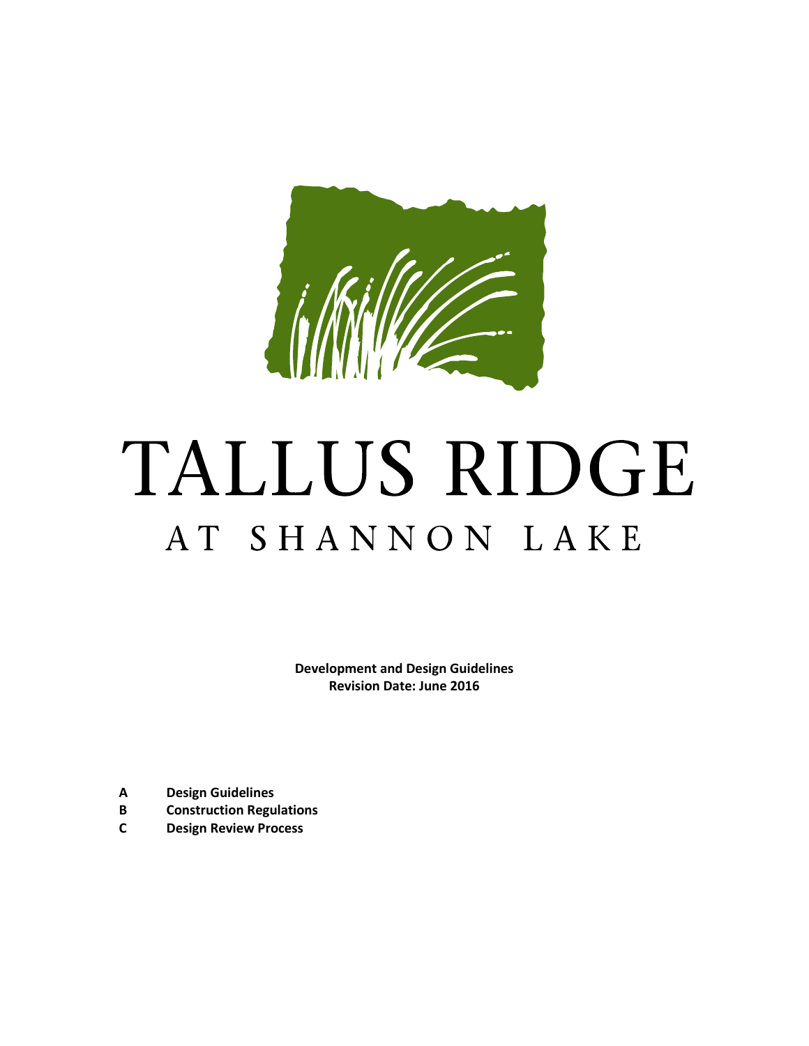# TALLUS RIDGE

## AT SHANNON LAKE

**Development and Design Guidelines**
**Revision Date: June 2016**

**A Design Guidelines**
**B Construction Regulations**
**C Design Review Process**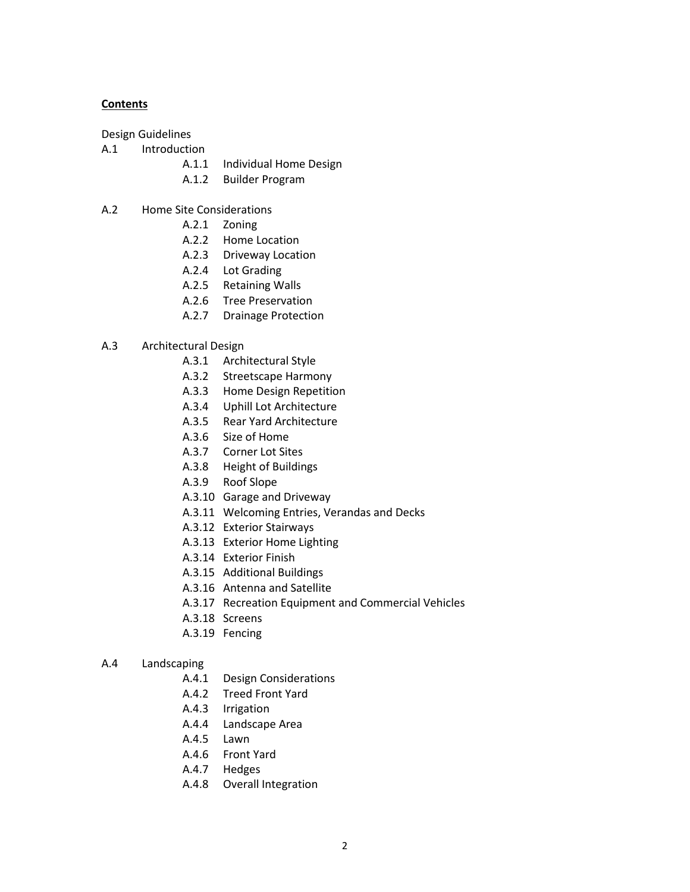**Contents**

Design Guidelines

A.1 Introduction
- A.1.1 Individual Home Design
- A.1.2 Builder Program

A.2 Home Site Considerations
- A.2.1 Zoning
- A.2.2 Home Location
- A.2.3 Driveway Location
- A.2.4 Lot Grading
- A.2.5 Retaining Walls
- A.2.6 Tree Preservation
- A.2.7 Drainage Protection

A.3 Architectural Design
- A.3.1 Architectural Style
- A.3.2 Streetscape Harmony
- A.3.3 Home Design Repetition
- A.3.4 Uphill Lot Architecture
- A.3.5 Rear Yard Architecture
- A.3.6 Size of Home
- A.3.7 Corner Lot Sites
- A.3.8 Height of Buildings
- A.3.9 Roof Slope
- A.3.10 Garage and Driveway
- A.3.11 Welcoming Entries, Verandas and Decks
- A.3.12 Exterior Stairways
- A.3.13 Exterior Home Lighting
- A.3.14 Exterior Finish
- A.3.15 Additional Buildings
- A.3.16 Antenna and Satellite
- A.3.17 Recreation Equipment and Commercial Vehicles
- A.3.18 Screens
- A.3.19 Fencing

A.4 Landscaping
- A.4.1 Design Considerations
- A.4.2 Treed Front Yard
- A.4.3 Irrigation
- A.4.4 Landscape Area
- A.4.5 Lawn
- A.4.6 Front Yard
- A.4.7 Hedges
- A.4.8 Overall Integration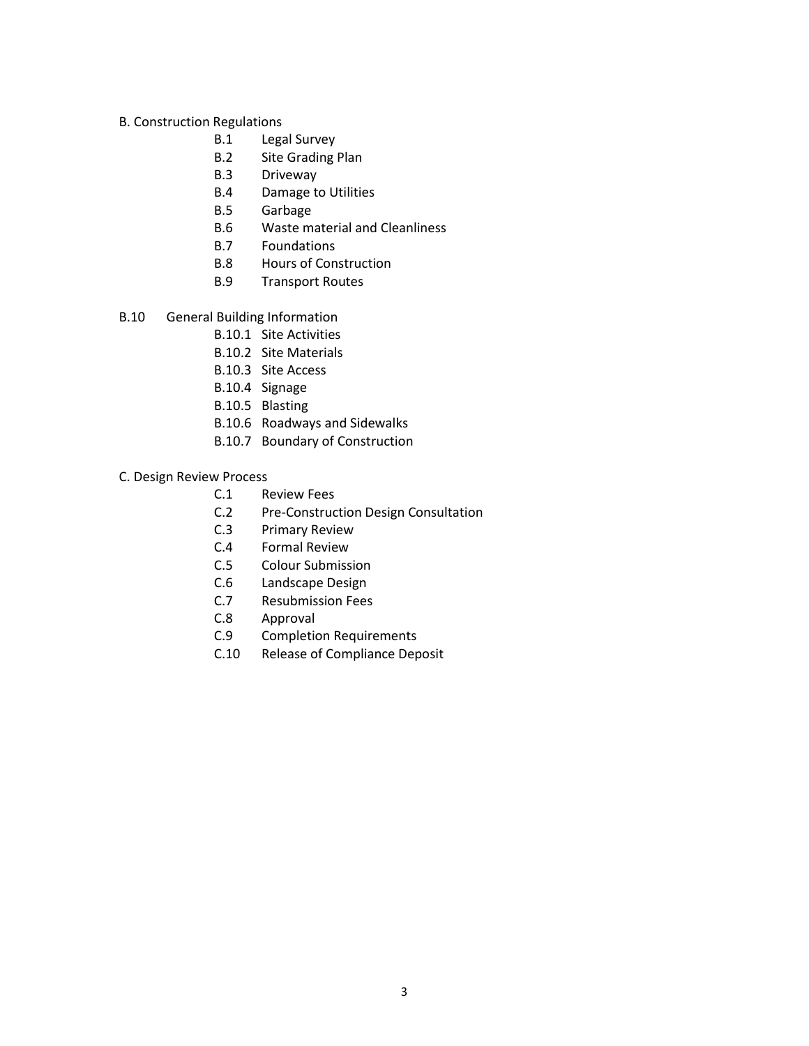B. Construction Regulations

- B.1 Legal Survey
- B.2 Site Grading Plan
- B.3 Driveway
- B.4 Damage to Utilities
- B.5 Garbage
- B.6 Waste material and Cleanliness
- B.7 Foundations
- B.8 Hours of Construction
- B.9 Transport Routes

B.10 General Building Information

- B.10.1 Site Activities
- B.10.2 Site Materials
- B.10.3 Site Access
- B.10.4 Signage
- B.10.5 Blasting
- B.10.6 Roadways and Sidewalks
- B.10.7 Boundary of Construction

C. Design Review Process

- C.1 Review Fees
- C.2 Pre-Construction Design Consultation
- C.3 Primary Review
- C.4 Formal Review
- C.5 Colour Submission
- C.6 Landscape Design
- C.7 Resubmission Fees
- C.8 Approval
- C.9 Completion Requirements
- C.10 Release of Compliance Deposit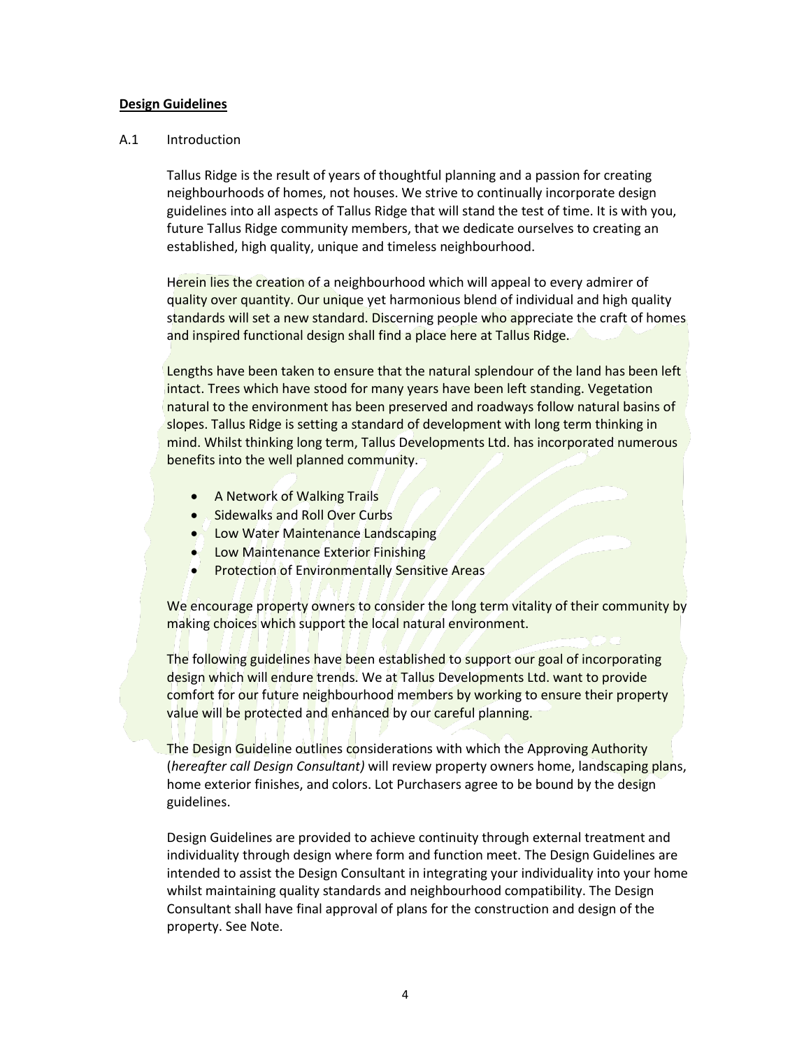**Design Guidelines**

A.1 Introduction

Tallus Ridge is the result of years of thoughtful planning and a passion for creating neighbourhoods of homes, not houses. We strive to continually incorporate design guidelines into all aspects of Tallus Ridge that will stand the test of time. It is with you, future Tallus Ridge community members, that we dedicate ourselves to creating an established, high quality, unique and timeless neighbourhood.

Herein lies the creation of a neighbourhood which will appeal to every admirer of quality over quantity. Our unique yet harmonious blend of individual and high quality standards will set a new standard. Discerning people who appreciate the craft of homes and inspired functional design shall find a place here at Tallus Ridge.

Lengths have been taken to ensure that the natural splendour of the land has been left intact. Trees which have stood for many years have been left standing. Vegetation natural to the environment has been preserved and roadways follow natural basins of slopes. Tallus Ridge is setting a standard of development with long term thinking in mind. Whilst thinking long term, Tallus Developments Ltd. has incorporated numerous benefits into the well planned community.

- A Network of Walking Trails
- Sidewalks and Roll Over Curbs
- Low Water Maintenance Landscaping
- Low Maintenance Exterior Finishing
- Protection of Environmentally Sensitive Areas

We encourage property owners to consider the long term vitality of their community by making choices which support the local natural environment.

The following guidelines have been established to support our goal of incorporating design which will endure trends. We at Tallus Developments Ltd. want to provide comfort for our future neighbourhood members by working to ensure their property value will be protected and enhanced by our careful planning.

The Design Guideline outlines considerations with which the Approving Authority (*hereafter call Design Consultant)* will review property owners home, landscaping plans, home exterior finishes, and colors. Lot Purchasers agree to be bound by the design guidelines.

Design Guidelines are provided to achieve continuity through external treatment and individuality through design where form and function meet. The Design Guidelines are intended to assist the Design Consultant in integrating your individuality into your home whilst maintaining quality standards and neighbourhood compatibility. The Design Consultant shall have final approval of plans for the construction and design of the property. See Note.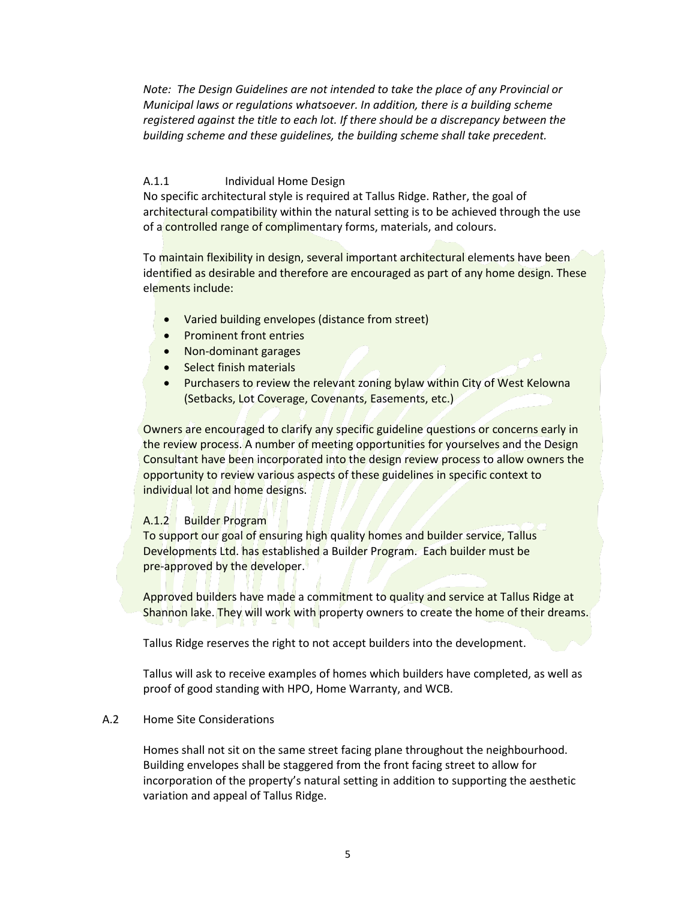*Note: The Design Guidelines are not intended to take the place of any Provincial or Municipal laws or regulations whatsoever. In addition, there is a building scheme registered against the title to each lot. If there should be a discrepancy between the building scheme and these guidelines, the building scheme shall take precedent.*

### A.1.1 Individual Home Design

No specific architectural style is required at Tallus Ridge. Rather, the goal of architectural compatibility within the natural setting is to be achieved through the use of a controlled range of complimentary forms, materials, and colours.

To maintain flexibility in design, several important architectural elements have been identified as desirable and therefore are encouraged as part of any home design. These elements include:

- Varied building envelopes (distance from street)
- Prominent front entries
- Non-dominant garages
- Select finish materials
- Purchasers to review the relevant zoning bylaw within City of West Kelowna (Setbacks, Lot Coverage, Covenants, Easements, etc.)

Owners are encouraged to clarify any specific guideline questions or concerns early in the review process. A number of meeting opportunities for yourselves and the Design Consultant have been incorporated into the design review process to allow owners the opportunity to review various aspects of these guidelines in specific context to individual lot and home designs.

### A.1.2 Builder Program

To support our goal of ensuring high quality homes and builder service, Tallus Developments Ltd. has established a Builder Program. Each builder must be pre-approved by the developer.

Approved builders have made a commitment to quality and service at Tallus Ridge at Shannon lake. They will work with property owners to create the home of their dreams.

Tallus Ridge reserves the right to not accept builders into the development.

Tallus will ask to receive examples of homes which builders have completed, as well as proof of good standing with HPO, Home Warranty, and WCB.

## A.2 Home Site Considerations

Homes shall not sit on the same street facing plane throughout the neighbourhood. Building envelopes shall be staggered from the front facing street to allow for incorporation of the property's natural setting in addition to supporting the aesthetic variation and appeal of Tallus Ridge.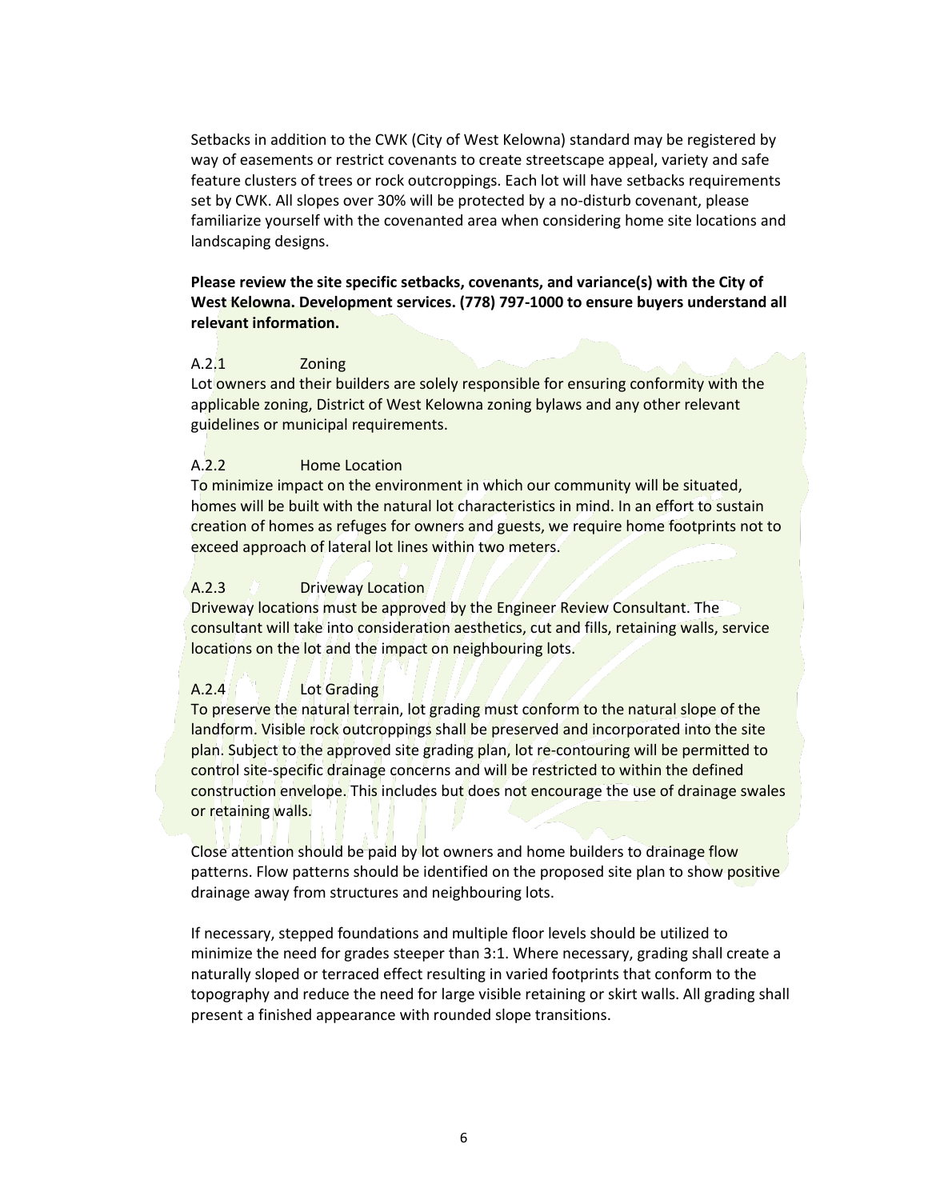Setbacks in addition to the CWK (City of West Kelowna) standard may be registered by way of easements or restrict covenants to create streetscape appeal, variety and safe feature clusters of trees or rock outcroppings. Each lot will have setbacks requirements set by CWK. All slopes over 30% will be protected by a no-disturb covenant, please familiarize yourself with the covenanted area when considering home site locations and landscaping designs.

**Please review the site specific setbacks, covenants, and variance(s) with the City of West Kelowna. Development services. (778) 797-1000 to ensure buyers understand all relevant information.**

### A.2.1 Zoning

Lot owners and their builders are solely responsible for ensuring conformity with the applicable zoning, District of West Kelowna zoning bylaws and any other relevant guidelines or municipal requirements.

### A.2.2 Home Location

To minimize impact on the environment in which our community will be situated, homes will be built with the natural lot characteristics in mind. In an effort to sustain creation of homes as refuges for owners and guests, we require home footprints not to exceed approach of lateral lot lines within two meters.

### A.2.3 Driveway Location

Driveway locations must be approved by the Engineer Review Consultant. The consultant will take into consideration aesthetics, cut and fills, retaining walls, service locations on the lot and the impact on neighbouring lots.

### A.2.4 Lot Grading

To preserve the natural terrain, lot grading must conform to the natural slope of the landform. Visible rock outcroppings shall be preserved and incorporated into the site plan. Subject to the approved site grading plan, lot re-contouring will be permitted to control site-specific drainage concerns and will be restricted to within the defined construction envelope. This includes but does not encourage the use of drainage swales or retaining walls.

Close attention should be paid by lot owners and home builders to drainage flow patterns. Flow patterns should be identified on the proposed site plan to show positive drainage away from structures and neighbouring lots.

If necessary, stepped foundations and multiple floor levels should be utilized to minimize the need for grades steeper than 3:1. Where necessary, grading shall create a naturally sloped or terraced effect resulting in varied footprints that conform to the topography and reduce the need for large visible retaining or skirt walls. All grading shall present a finished appearance with rounded slope transitions.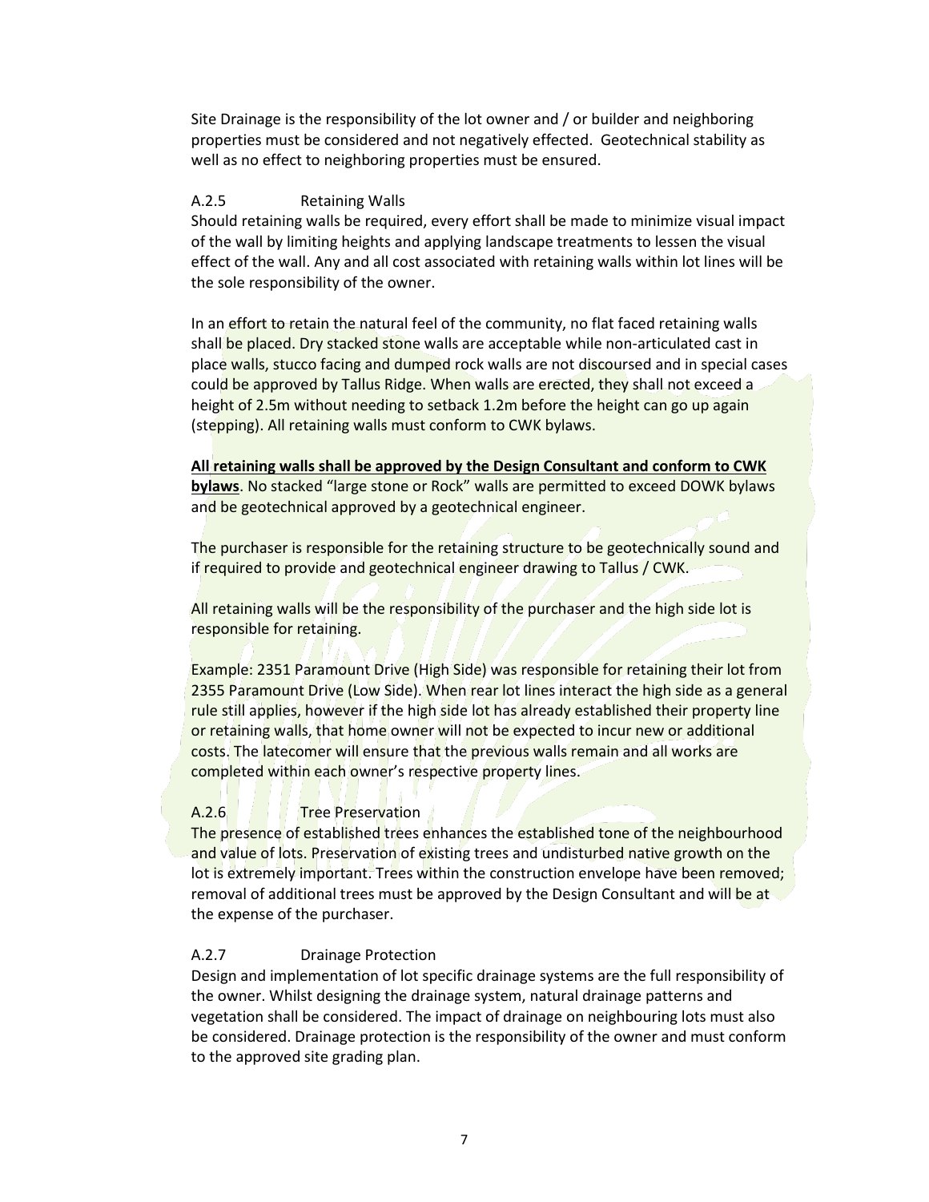Site Drainage is the responsibility of the lot owner and / or builder and neighboring properties must be considered and not negatively effected. Geotechnical stability as well as no effect to neighboring properties must be ensured.

### A.2.5 Retaining Walls

Should retaining walls be required, every effort shall be made to minimize visual impact of the wall by limiting heights and applying landscape treatments to lessen the visual effect of the wall. Any and all cost associated with retaining walls within lot lines will be the sole responsibility of the owner.

In an effort to retain the natural feel of the community, no flat faced retaining walls shall be placed. Dry stacked stone walls are acceptable while non-articulated cast in place walls, stucco facing and dumped rock walls are not discoursed and in special cases could be approved by Tallus Ridge. When walls are erected, they shall not exceed a height of 2.5m without needing to setback 1.2m before the height can go up again (stepping). All retaining walls must conform to CWK bylaws.

<u>**All retaining walls shall be approved by the Design Consultant and conform to CWK bylaws**</u>. No stacked "large stone or Rock" walls are permitted to exceed DOWK bylaws and be geotechnical approved by a geotechnical engineer.

The purchaser is responsible for the retaining structure to be geotechnically sound and if required to provide and geotechnical engineer drawing to Tallus / CWK.

All retaining walls will be the responsibility of the purchaser and the high side lot is responsible for retaining.

Example: 2351 Paramount Drive (High Side) was responsible for retaining their lot from 2355 Paramount Drive (Low Side). When rear lot lines interact the high side as a general rule still applies, however if the high side lot has already established their property line or retaining walls, that home owner will not be expected to incur new or additional costs. The latecomer will ensure that the previous walls remain and all works are completed within each owner's respective property lines.

### A.2.6 Tree Preservation

The presence of established trees enhances the established tone of the neighbourhood and value of lots. Preservation of existing trees and undisturbed native growth on the lot is extremely important. Trees within the construction envelope have been removed; removal of additional trees must be approved by the Design Consultant and will be at the expense of the purchaser.

### A.2.7 Drainage Protection

Design and implementation of lot specific drainage systems are the full responsibility of the owner. Whilst designing the drainage system, natural drainage patterns and vegetation shall be considered. The impact of drainage on neighbouring lots must also be considered. Drainage protection is the responsibility of the owner and must conform to the approved site grading plan.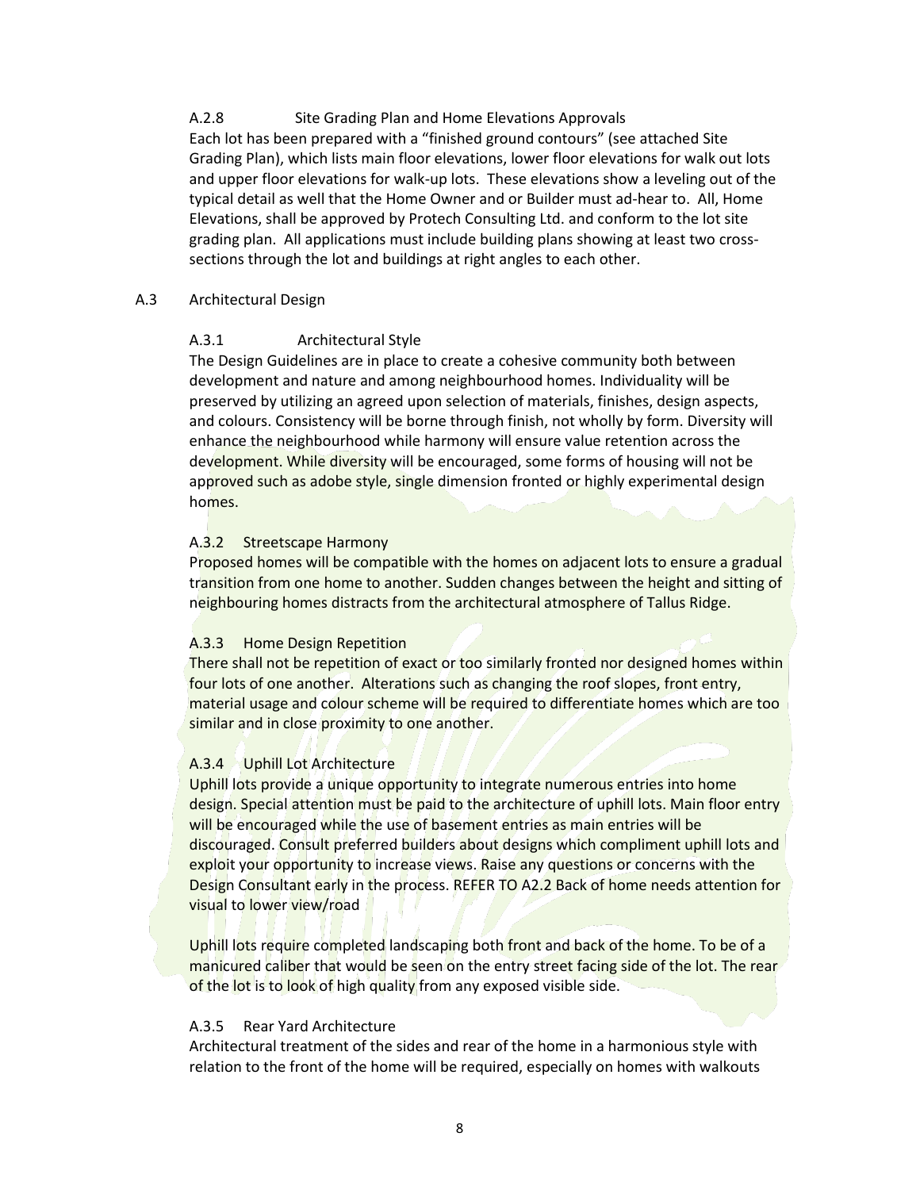#### A.2.8 Site Grading Plan and Home Elevations Approvals

Each lot has been prepared with a "finished ground contours" (see attached Site Grading Plan), which lists main floor elevations, lower floor elevations for walk out lots and upper floor elevations for walk-up lots. These elevations show a leveling out of the typical detail as well that the Home Owner and or Builder must ad-hear to. All, Home Elevations, shall be approved by Protech Consulting Ltd. and conform to the lot site grading plan. All applications must include building plans showing at least two cross-sections through the lot and buildings at right angles to each other.

### A.3 Architectural Design

#### A.3.1 Architectural Style

The Design Guidelines are in place to create a cohesive community both between development and nature and among neighbourhood homes. Individuality will be preserved by utilizing an agreed upon selection of materials, finishes, design aspects, and colours. Consistency will be borne through finish, not wholly by form. Diversity will enhance the neighbourhood while harmony will ensure value retention across the development. While diversity will be encouraged, some forms of housing will not be approved such as adobe style, single dimension fronted or highly experimental design homes.

#### A.3.2 Streetscape Harmony

Proposed homes will be compatible with the homes on adjacent lots to ensure a gradual transition from one home to another. Sudden changes between the height and sitting of neighbouring homes distracts from the architectural atmosphere of Tallus Ridge.

#### A.3.3 Home Design Repetition

There shall not be repetition of exact or too similarly fronted nor designed homes within four lots of one another. Alterations such as changing the roof slopes, front entry, material usage and colour scheme will be required to differentiate homes which are too similar and in close proximity to one another.

#### A.3.4 Uphill Lot Architecture

Uphill lots provide a unique opportunity to integrate numerous entries into home design. Special attention must be paid to the architecture of uphill lots. Main floor entry will be encouraged while the use of basement entries as main entries will be discouraged. Consult preferred builders about designs which compliment uphill lots and exploit your opportunity to increase views. Raise any questions or concerns with the Design Consultant early in the process. REFER TO A2.2 Back of home needs attention for visual to lower view/road

Uphill lots require completed landscaping both front and back of the home. To be of a manicured caliber that would be seen on the entry street facing side of the lot. The rear of the lot is to look of high quality from any exposed visible side.

#### A.3.5 Rear Yard Architecture

Architectural treatment of the sides and rear of the home in a harmonious style with relation to the front of the home will be required, especially on homes with walkouts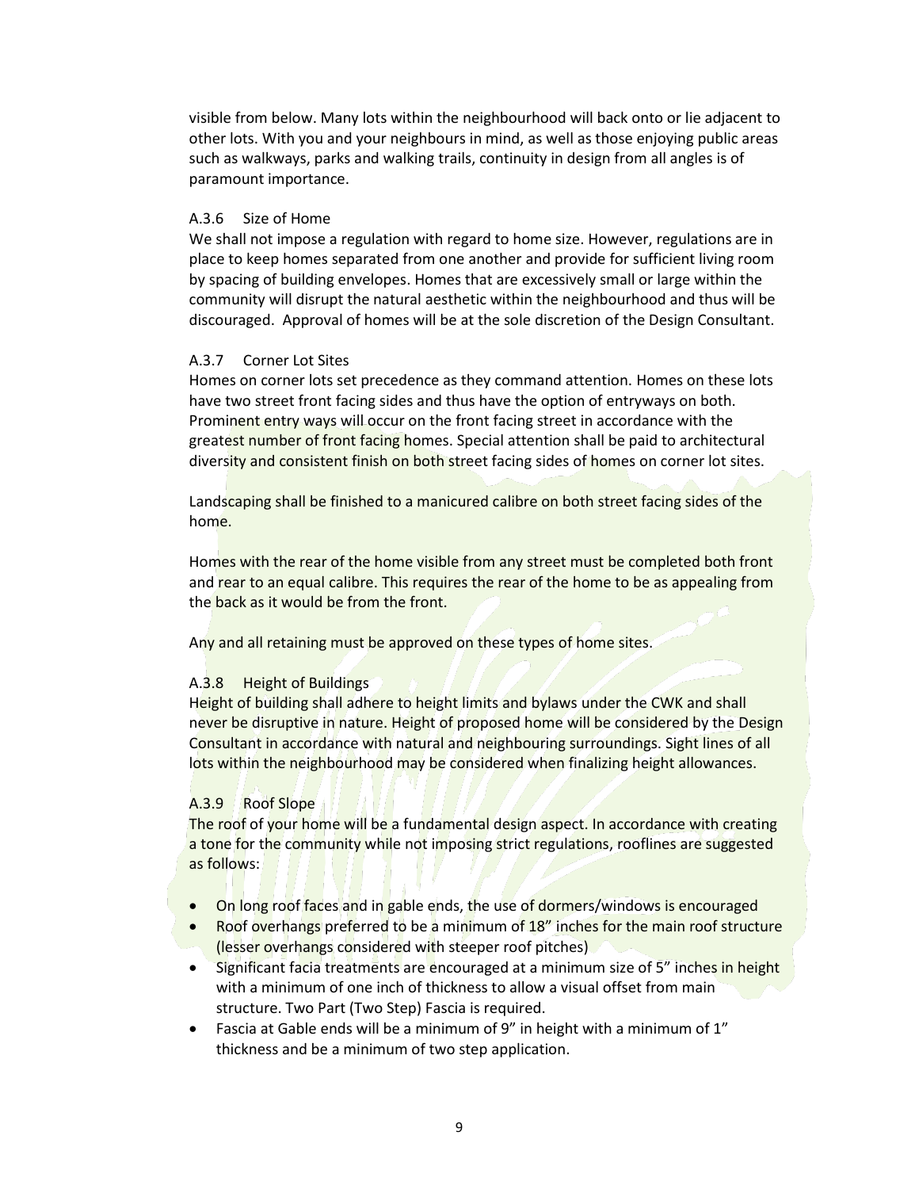visible from below. Many lots within the neighbourhood will back onto or lie adjacent to other lots. With you and your neighbours in mind, as well as those enjoying public areas such as walkways, parks and walking trails, continuity in design from all angles is of paramount importance.

### A.3.6 Size of Home

We shall not impose a regulation with regard to home size. However, regulations are in place to keep homes separated from one another and provide for sufficient living room by spacing of building envelopes. Homes that are excessively small or large within the community will disrupt the natural aesthetic within the neighbourhood and thus will be discouraged. Approval of homes will be at the sole discretion of the Design Consultant.

### A.3.7 Corner Lot Sites

Homes on corner lots set precedence as they command attention. Homes on these lots have two street front facing sides and thus have the option of entryways on both. Prominent entry ways will occur on the front facing street in accordance with the greatest number of front facing homes. Special attention shall be paid to architectural diversity and consistent finish on both street facing sides of homes on corner lot sites.

Landscaping shall be finished to a manicured calibre on both street facing sides of the home.

Homes with the rear of the home visible from any street must be completed both front and rear to an equal calibre. This requires the rear of the home to be as appealing from the back as it would be from the front.

Any and all retaining must be approved on these types of home sites.

### A.3.8 Height of Buildings

Height of building shall adhere to height limits and bylaws under the CWK and shall never be disruptive in nature. Height of proposed home will be considered by the Design Consultant in accordance with natural and neighbouring surroundings. Sight lines of all lots within the neighbourhood may be considered when finalizing height allowances.

### A.3.9 Roof Slope

The roof of your home will be a fundamental design aspect. In accordance with creating a tone for the community while not imposing strict regulations, rooflines are suggested as follows:

- On long roof faces and in gable ends, the use of dormers/windows is encouraged
- Roof overhangs preferred to be a minimum of 18" inches for the main roof structure (lesser overhangs considered with steeper roof pitches)
- Significant facia treatments are encouraged at a minimum size of 5" inches in height with a minimum of one inch of thickness to allow a visual offset from main structure. Two Part (Two Step) Fascia is required.
- Fascia at Gable ends will be a minimum of 9" in height with a minimum of 1" thickness and be a minimum of two step application.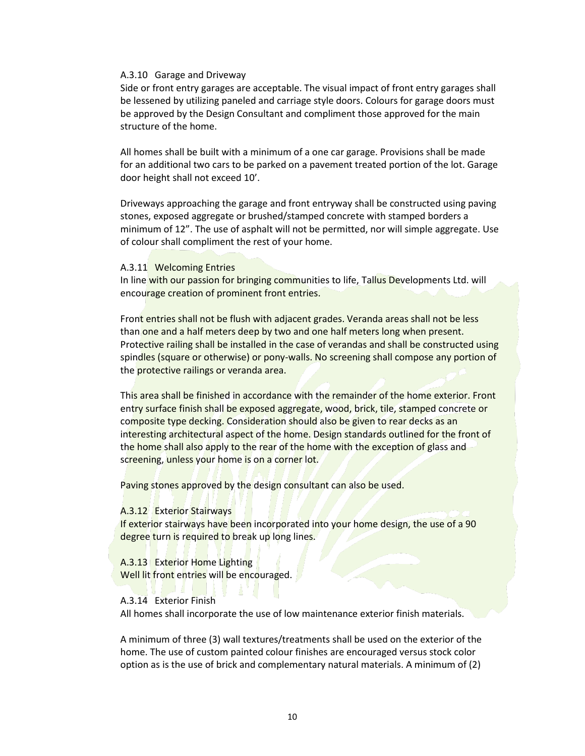### A.3.10 Garage and Driveway

Side or front entry garages are acceptable. The visual impact of front entry garages shall be lessened by utilizing paneled and carriage style doors. Colours for garage doors must be approved by the Design Consultant and compliment those approved for the main structure of the home.

All homes shall be built with a minimum of a one car garage. Provisions shall be made for an additional two cars to be parked on a pavement treated portion of the lot. Garage door height shall not exceed 10'.

Driveways approaching the garage and front entryway shall be constructed using paving stones, exposed aggregate or brushed/stamped concrete with stamped borders a minimum of 12". The use of asphalt will not be permitted, nor will simple aggregate. Use of colour shall compliment the rest of your home.

### A.3.11 Welcoming Entries

In line with our passion for bringing communities to life, Tallus Developments Ltd. will encourage creation of prominent front entries.

Front entries shall not be flush with adjacent grades. Veranda areas shall not be less than one and a half meters deep by two and one half meters long when present. Protective railing shall be installed in the case of verandas and shall be constructed using spindles (square or otherwise) or pony-walls. No screening shall compose any portion of the protective railings or veranda area.

This area shall be finished in accordance with the remainder of the home exterior. Front entry surface finish shall be exposed aggregate, wood, brick, tile, stamped concrete or composite type decking. Consideration should also be given to rear decks as an interesting architectural aspect of the home. Design standards outlined for the front of the home shall also apply to the rear of the home with the exception of glass and screening, unless your home is on a corner lot.

Paving stones approved by the design consultant can also be used.

### A.3.12 Exterior Stairways

If exterior stairways have been incorporated into your home design, the use of a 90 degree turn is required to break up long lines.

### A.3.13 Exterior Home Lighting

Well lit front entries will be encouraged.

### A.3.14 Exterior Finish

All homes shall incorporate the use of low maintenance exterior finish materials.

A minimum of three (3) wall textures/treatments shall be used on the exterior of the home. The use of custom painted colour finishes are encouraged versus stock color option as is the use of brick and complementary natural materials. A minimum of (2)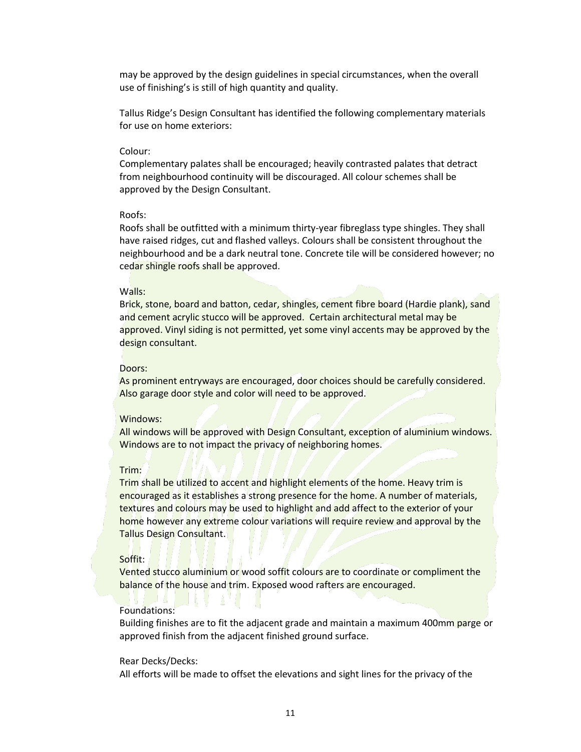may be approved by the design guidelines in special circumstances, when the overall use of finishing's is still of high quantity and quality.

Tallus Ridge's Design Consultant has identified the following complementary materials for use on home exteriors:

Colour:
Complementary palates shall be encouraged; heavily contrasted palates that detract from neighbourhood continuity will be discouraged. All colour schemes shall be approved by the Design Consultant.

Roofs:
Roofs shall be outfitted with a minimum thirty-year fibreglass type shingles. They shall have raised ridges, cut and flashed valleys. Colours shall be consistent throughout the neighbourhood and be a dark neutral tone. Concrete tile will be considered however; no cedar shingle roofs shall be approved.

Walls:
Brick, stone, board and batton, cedar, shingles, cement fibre board (Hardie plank), sand and cement acrylic stucco will be approved. Certain architectural metal may be approved. Vinyl siding is not permitted, yet some vinyl accents may be approved by the design consultant.

Doors:
As prominent entryways are encouraged, door choices should be carefully considered. Also garage door style and color will need to be approved.

Windows:
All windows will be approved with Design Consultant, exception of aluminium windows. Windows are to not impact the privacy of neighboring homes.

Trim:
Trim shall be utilized to accent and highlight elements of the home. Heavy trim is encouraged as it establishes a strong presence for the home. A number of materials, textures and colours may be used to highlight and add affect to the exterior of your home however any extreme colour variations will require review and approval by the Tallus Design Consultant.

Soffit:
Vented stucco aluminium or wood soffit colours are to coordinate or compliment the balance of the house and trim. Exposed wood rafters are encouraged.

Foundations:
Building finishes are to fit the adjacent grade and maintain a maximum 400mm parge or approved finish from the adjacent finished ground surface.

Rear Decks/Decks:
All efforts will be made to offset the elevations and sight lines for the privacy of the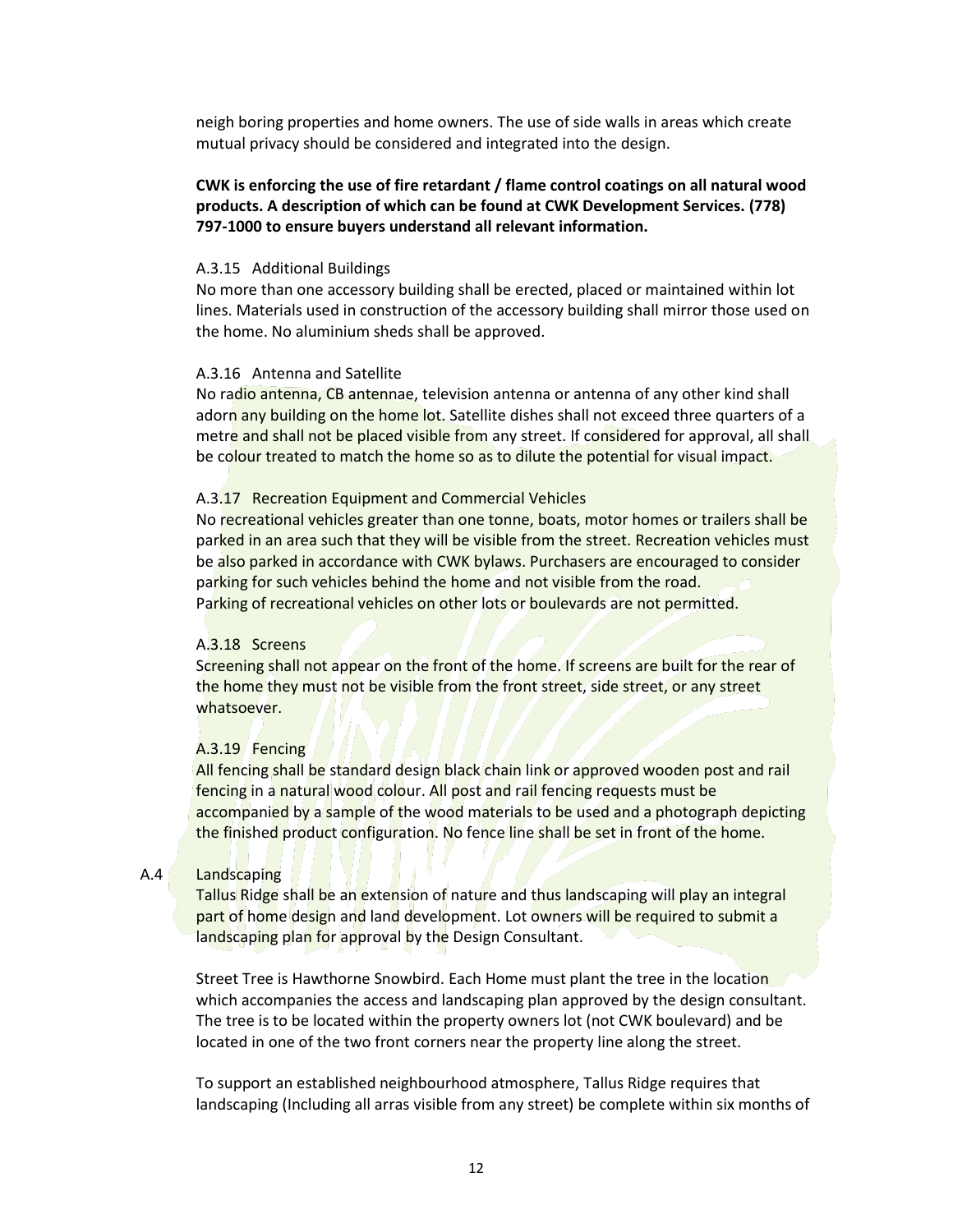neigh boring properties and home owners. The use of side walls in areas which create mutual privacy should be considered and integrated into the design.

**CWK is enforcing the use of fire retardant / flame control coatings on all natural wood products. A description of which can be found at CWK Development Services. (778) 797-1000 to ensure buyers understand all relevant information.**

A.3.15 Additional Buildings

No more than one accessory building shall be erected, placed or maintained within lot lines. Materials used in construction of the accessory building shall mirror those used on the home. No aluminium sheds shall be approved.

A.3.16 Antenna and Satellite

No radio antenna, CB antennae, television antenna or antenna of any other kind shall adorn any building on the home lot. Satellite dishes shall not exceed three quarters of a metre and shall not be placed visible from any street. If considered for approval, all shall be colour treated to match the home so as to dilute the potential for visual impact.

A.3.17 Recreation Equipment and Commercial Vehicles

No recreational vehicles greater than one tonne, boats, motor homes or trailers shall be parked in an area such that they will be visible from the street. Recreation vehicles must be also parked in accordance with CWK bylaws. Purchasers are encouraged to consider parking for such vehicles behind the home and not visible from the road.
Parking of recreational vehicles on other lots or boulevards are not permitted.

A.3.18 Screens

Screening shall not appear on the front of the home. If screens are built for the rear of the home they must not be visible from the front street, side street, or any street whatsoever.

A.3.19 Fencing

All fencing shall be standard design black chain link or approved wooden post and rail fencing in a natural wood colour. All post and rail fencing requests must be accompanied by a sample of the wood materials to be used and a photograph depicting the finished product configuration. No fence line shall be set in front of the home.

A.4 Landscaping

Tallus Ridge shall be an extension of nature and thus landscaping will play an integral part of home design and land development. Lot owners will be required to submit a landscaping plan for approval by the Design Consultant.

Street Tree is Hawthorne Snowbird. Each Home must plant the tree in the location which accompanies the access and landscaping plan approved by the design consultant. The tree is to be located within the property owners lot (not CWK boulevard) and be located in one of the two front corners near the property line along the street.

To support an established neighbourhood atmosphere, Tallus Ridge requires that landscaping (Including all arras visible from any street) be complete within six months of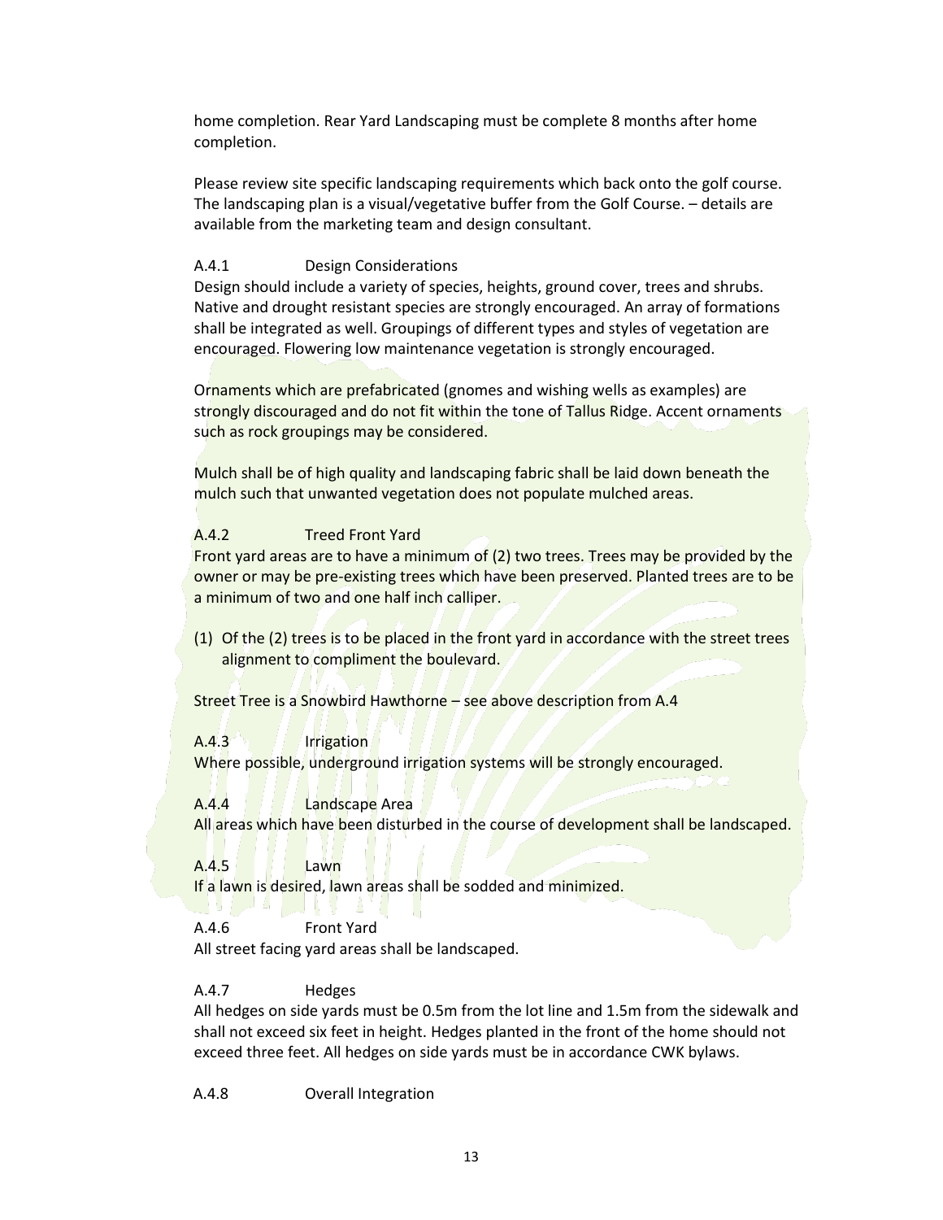home completion. Rear Yard Landscaping must be complete 8 months after home completion.

Please review site specific landscaping requirements which back onto the golf course. The landscaping plan is a visual/vegetative buffer from the Golf Course. – details are available from the marketing team and design consultant.

### A.4.1 Design Considerations

Design should include a variety of species, heights, ground cover, trees and shrubs. Native and drought resistant species are strongly encouraged. An array of formations shall be integrated as well. Groupings of different types and styles of vegetation are encouraged. Flowering low maintenance vegetation is strongly encouraged.

Ornaments which are prefabricated (gnomes and wishing wells as examples) are strongly discouraged and do not fit within the tone of Tallus Ridge. Accent ornaments such as rock groupings may be considered.

Mulch shall be of high quality and landscaping fabric shall be laid down beneath the mulch such that unwanted vegetation does not populate mulched areas.

### A.4.2 Treed Front Yard

Front yard areas are to have a minimum of (2) two trees. Trees may be provided by the owner or may be pre-existing trees which have been preserved. Planted trees are to be a minimum of two and one half inch calliper.

(1) Of the (2) trees is to be placed in the front yard in accordance with the street trees alignment to compliment the boulevard.

Street Tree is a Snowbird Hawthorne – see above description from A.4

### A.4.3 Irrigation

Where possible, underground irrigation systems will be strongly encouraged.

### A.4.4 Landscape Area

All areas which have been disturbed in the course of development shall be landscaped.

### A.4.5 Lawn

If a lawn is desired, lawn areas shall be sodded and minimized.

### A.4.6 Front Yard

All street facing yard areas shall be landscaped.

### A.4.7 Hedges

All hedges on side yards must be 0.5m from the lot line and 1.5m from the sidewalk and shall not exceed six feet in height. Hedges planted in the front of the home should not exceed three feet. All hedges on side yards must be in accordance CWK bylaws.

### A.4.8 Overall Integration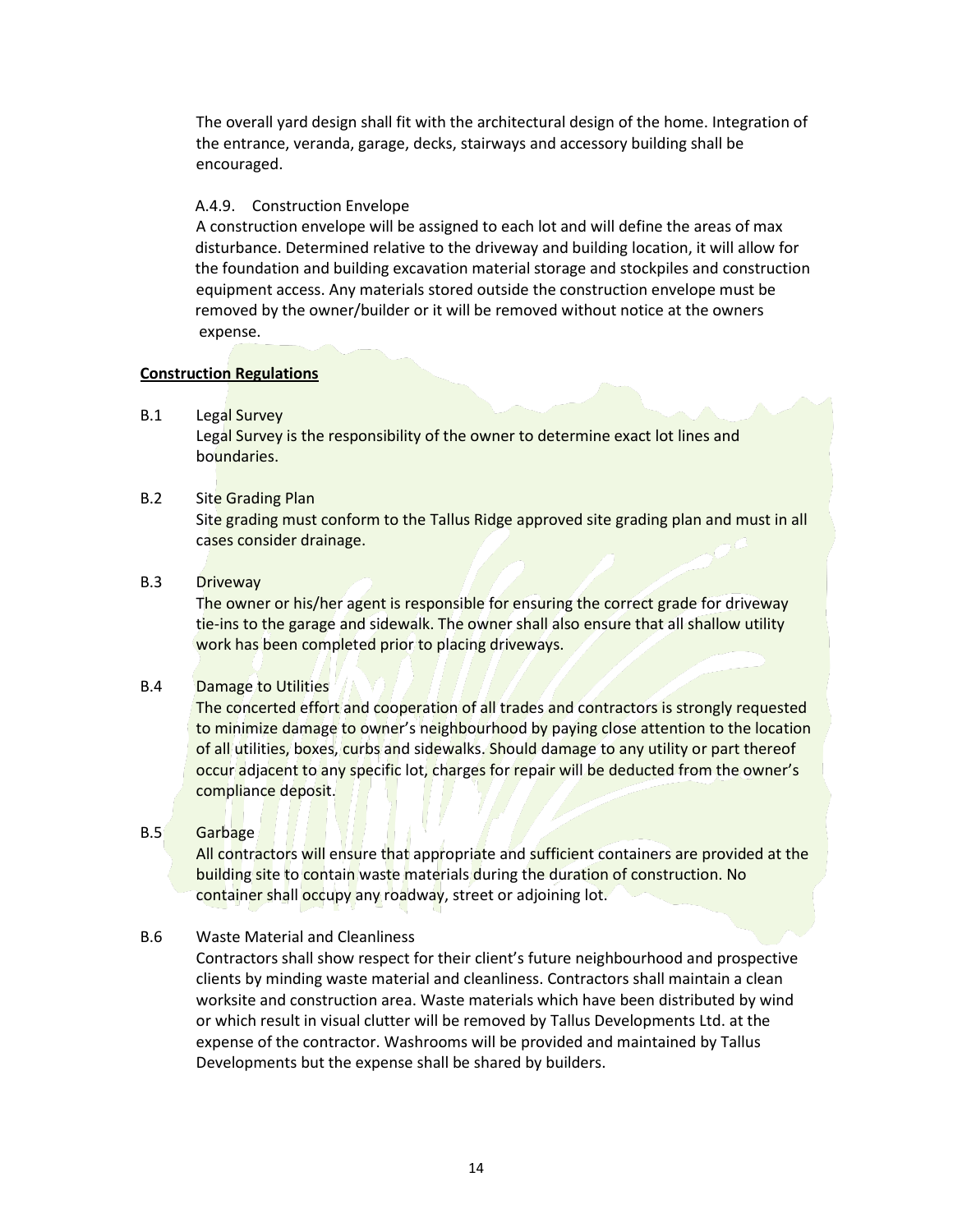The overall yard design shall fit with the architectural design of the home. Integration of the entrance, veranda, garage, decks, stairways and accessory building shall be encouraged.

A.4.9. Construction Envelope

A construction envelope will be assigned to each lot and will define the areas of max disturbance. Determined relative to the driveway and building location, it will allow for the foundation and building excavation material storage and stockpiles and construction equipment access. Any materials stored outside the construction envelope must be removed by the owner/builder or it will be removed without notice at the owners expense.

## **Construction Regulations**

B.1 Legal Survey

Legal Survey is the responsibility of the owner to determine exact lot lines and boundaries.

B.2 Site Grading Plan

Site grading must conform to the Tallus Ridge approved site grading plan and must in all cases consider drainage.

B.3 Driveway

The owner or his/her agent is responsible for ensuring the correct grade for driveway tie-ins to the garage and sidewalk. The owner shall also ensure that all shallow utility work has been completed prior to placing driveways.

B.4 Damage to Utilities

The concerted effort and cooperation of all trades and contractors is strongly requested to minimize damage to owner's neighbourhood by paying close attention to the location of all utilities, boxes, curbs and sidewalks. Should damage to any utility or part thereof occur adjacent to any specific lot, charges for repair will be deducted from the owner's compliance deposit.

B.5 Garbage

All contractors will ensure that appropriate and sufficient containers are provided at the building site to contain waste materials during the duration of construction. No container shall occupy any roadway, street or adjoining lot.

B.6 Waste Material and Cleanliness

Contractors shall show respect for their client's future neighbourhood and prospective clients by minding waste material and cleanliness. Contractors shall maintain a clean worksite and construction area. Waste materials which have been distributed by wind or which result in visual clutter will be removed by Tallus Developments Ltd. at the expense of the contractor. Washrooms will be provided and maintained by Tallus Developments but the expense shall be shared by builders.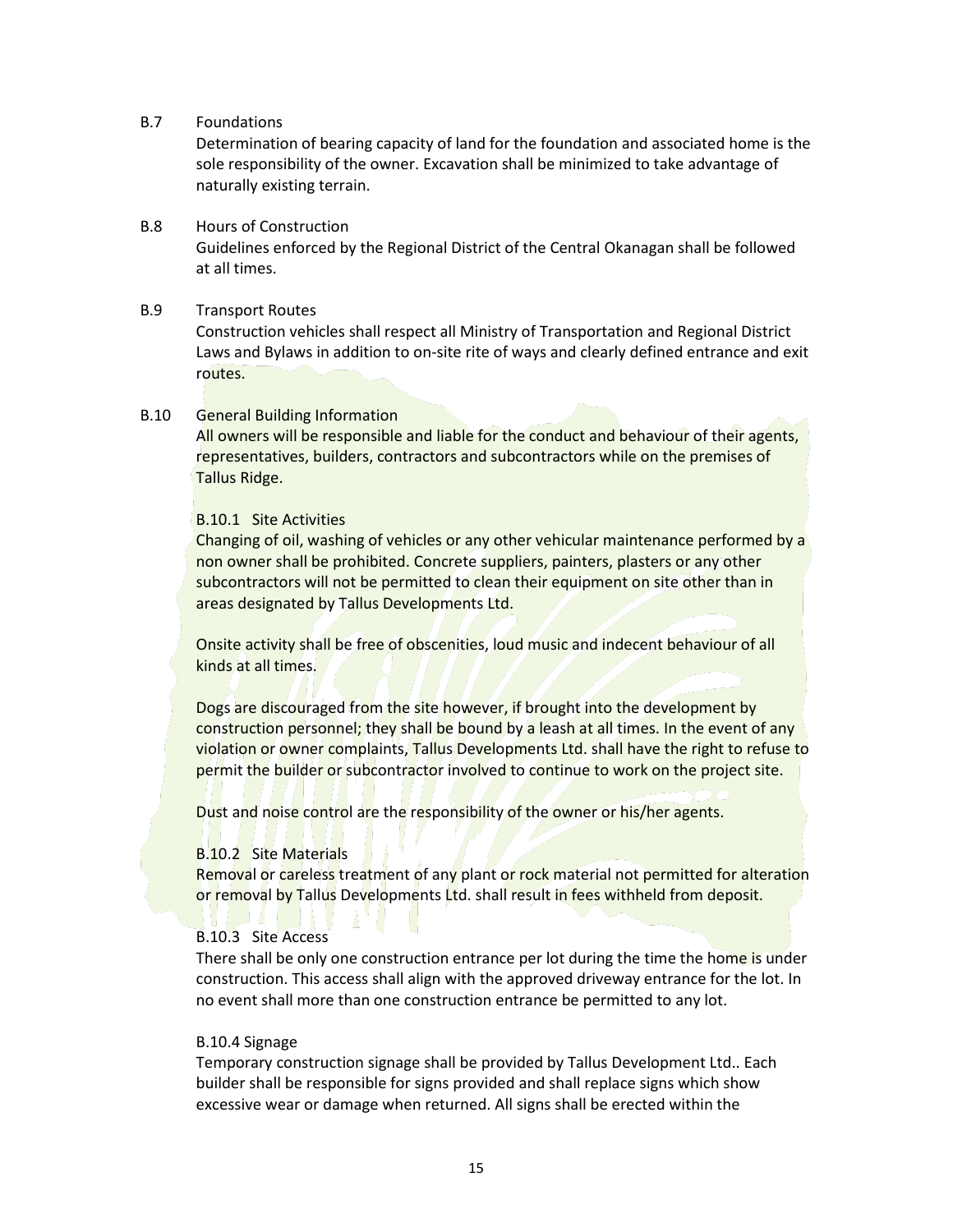B.7 Foundations

Determination of bearing capacity of land for the foundation and associated home is the sole responsibility of the owner. Excavation shall be minimized to take advantage of naturally existing terrain.

B.8 Hours of Construction

Guidelines enforced by the Regional District of the Central Okanagan shall be followed at all times.

B.9 Transport Routes

Construction vehicles shall respect all Ministry of Transportation and Regional District Laws and Bylaws in addition to on-site rite of ways and clearly defined entrance and exit routes.

B.10 General Building Information

All owners will be responsible and liable for the conduct and behaviour of their agents, representatives, builders, contractors and subcontractors while on the premises of Tallus Ridge.

B.10.1 Site Activities

Changing of oil, washing of vehicles or any other vehicular maintenance performed by a non owner shall be prohibited. Concrete suppliers, painters, plasters or any other subcontractors will not be permitted to clean their equipment on site other than in areas designated by Tallus Developments Ltd.

Onsite activity shall be free of obscenities, loud music and indecent behaviour of all kinds at all times.

Dogs are discouraged from the site however, if brought into the development by construction personnel; they shall be bound by a leash at all times. In the event of any violation or owner complaints, Tallus Developments Ltd. shall have the right to refuse to permit the builder or subcontractor involved to continue to work on the project site.

Dust and noise control are the responsibility of the owner or his/her agents.

B.10.2 Site Materials

Removal or careless treatment of any plant or rock material not permitted for alteration or removal by Tallus Developments Ltd. shall result in fees withheld from deposit.

B.10.3 Site Access

There shall be only one construction entrance per lot during the time the home is under construction. This access shall align with the approved driveway entrance for the lot. In no event shall more than one construction entrance be permitted to any lot.

B.10.4 Signage

Temporary construction signage shall be provided by Tallus Development Ltd.. Each builder shall be responsible for signs provided and shall replace signs which show excessive wear or damage when returned. All signs shall be erected within the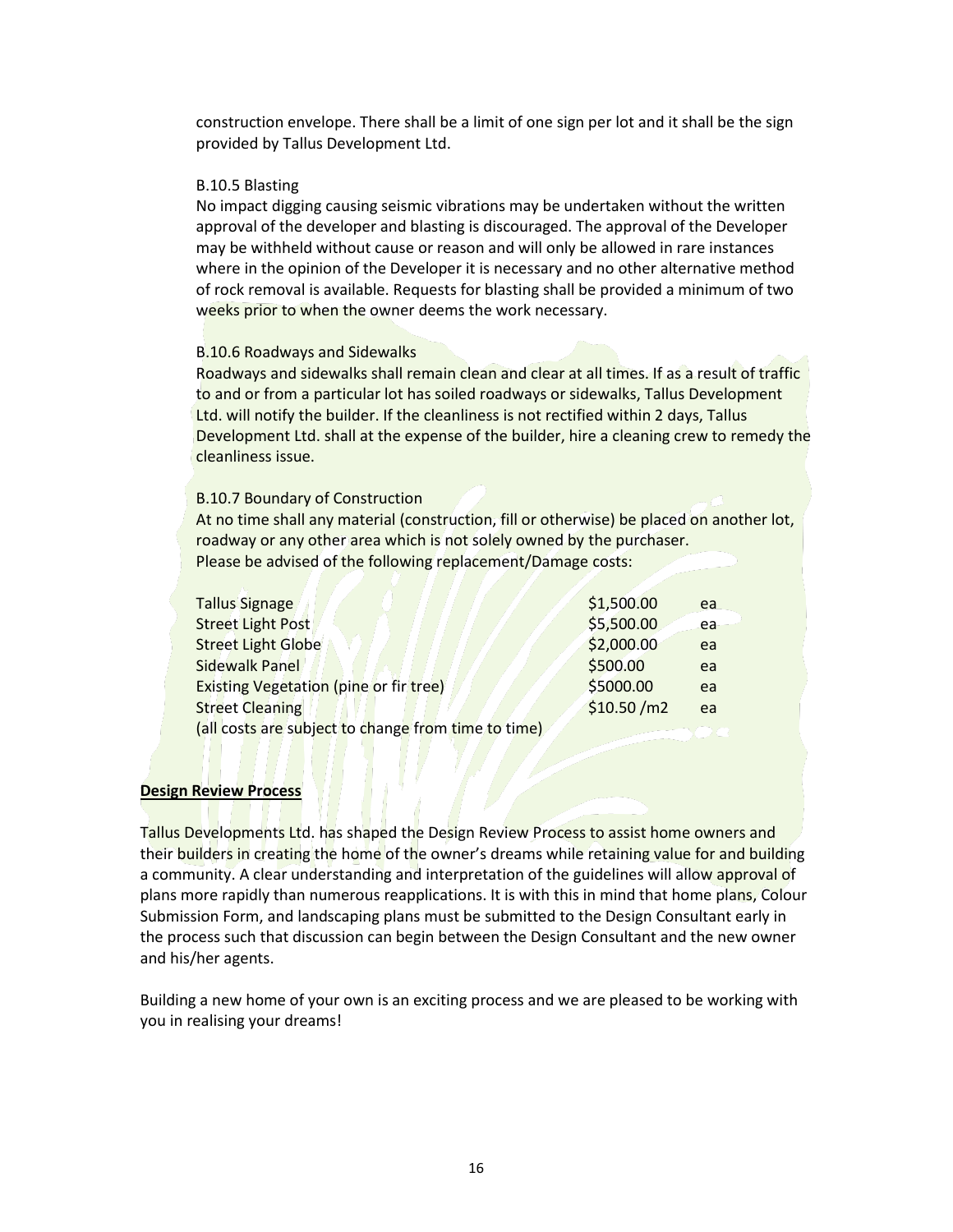construction envelope. There shall be a limit of one sign per lot and it shall be the sign provided by Tallus Development Ltd.

B.10.5 Blasting

No impact digging causing seismic vibrations may be undertaken without the written approval of the developer and blasting is discouraged. The approval of the Developer may be withheld without cause or reason and will only be allowed in rare instances where in the opinion of the Developer it is necessary and no other alternative method of rock removal is available. Requests for blasting shall be provided a minimum of two weeks prior to when the owner deems the work necessary.

B.10.6 Roadways and Sidewalks

Roadways and sidewalks shall remain clean and clear at all times. If as a result of traffic to and or from a particular lot has soiled roadways or sidewalks, Tallus Development Ltd. will notify the builder. If the cleanliness is not rectified within 2 days, Tallus Development Ltd. shall at the expense of the builder, hire a cleaning crew to remedy the cleanliness issue.

B.10.7 Boundary of Construction

At no time shall any material (construction, fill or otherwise) be placed on another lot, roadway or any other area which is not solely owned by the purchaser.
Please be advised of the following replacement/Damage costs:

| | | |
|---|---|---|
| Tallus Signage | \$1,500.00 | ea |
| Street Light Post | \$5,500.00 | ea |
| Street Light Globe | \$2,000.00 | ea |
| Sidewalk Panel | \$500.00 | ea |
| Existing Vegetation (pine or fir tree) | \$5000.00 | ea |
| Street Cleaning | \$10.50 /m2 | ea |

(all costs are subject to change from time to time)

**<u>Design Review Process</u>**

Tallus Developments Ltd. has shaped the Design Review Process to assist home owners and their builders in creating the home of the owner's dreams while retaining value for and building a community. A clear understanding and interpretation of the guidelines will allow approval of plans more rapidly than numerous reapplications. It is with this in mind that home plans, Colour Submission Form, and landscaping plans must be submitted to the Design Consultant early in the process such that discussion can begin between the Design Consultant and the new owner and his/her agents.

Building a new home of your own is an exciting process and we are pleased to be working with you in realising your dreams!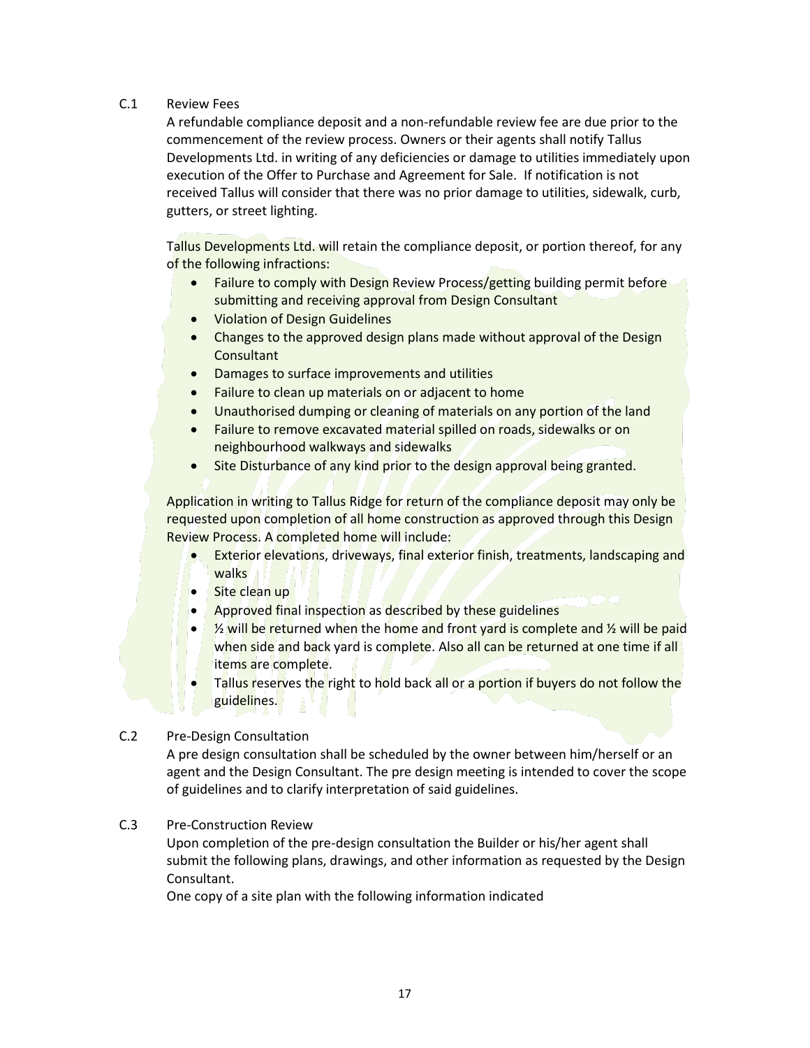### C.1 Review Fees

A refundable compliance deposit and a non-refundable review fee are due prior to the commencement of the review process. Owners or their agents shall notify Tallus Developments Ltd. in writing of any deficiencies or damage to utilities immediately upon execution of the Offer to Purchase and Agreement for Sale. If notification is not received Tallus will consider that there was no prior damage to utilities, sidewalk, curb, gutters, or street lighting.

Tallus Developments Ltd. will retain the compliance deposit, or portion thereof, for any of the following infractions:

- Failure to comply with Design Review Process/getting building permit before submitting and receiving approval from Design Consultant
- Violation of Design Guidelines
- Changes to the approved design plans made without approval of the Design Consultant
- Damages to surface improvements and utilities
- Failure to clean up materials on or adjacent to home
- Unauthorised dumping or cleaning of materials on any portion of the land
- Failure to remove excavated material spilled on roads, sidewalks or on neighbourhood walkways and sidewalks
- Site Disturbance of any kind prior to the design approval being granted.

Application in writing to Tallus Ridge for return of the compliance deposit may only be requested upon completion of all home construction as approved through this Design Review Process. A completed home will include:

- Exterior elevations, driveways, final exterior finish, treatments, landscaping and walks
- Site clean up
- Approved final inspection as described by these guidelines
- ½ will be returned when the home and front yard is complete and ½ will be paid when side and back yard is complete. Also all can be returned at one time if all items are complete.
- Tallus reserves the right to hold back all or a portion if buyers do not follow the guidelines.

### C.2 Pre-Design Consultation

A pre design consultation shall be scheduled by the owner between him/herself or an agent and the Design Consultant. The pre design meeting is intended to cover the scope of guidelines and to clarify interpretation of said guidelines.

### C.3 Pre-Construction Review

Upon completion of the pre-design consultation the Builder or his/her agent shall submit the following plans, drawings, and other information as requested by the Design Consultant.

One copy of a site plan with the following information indicated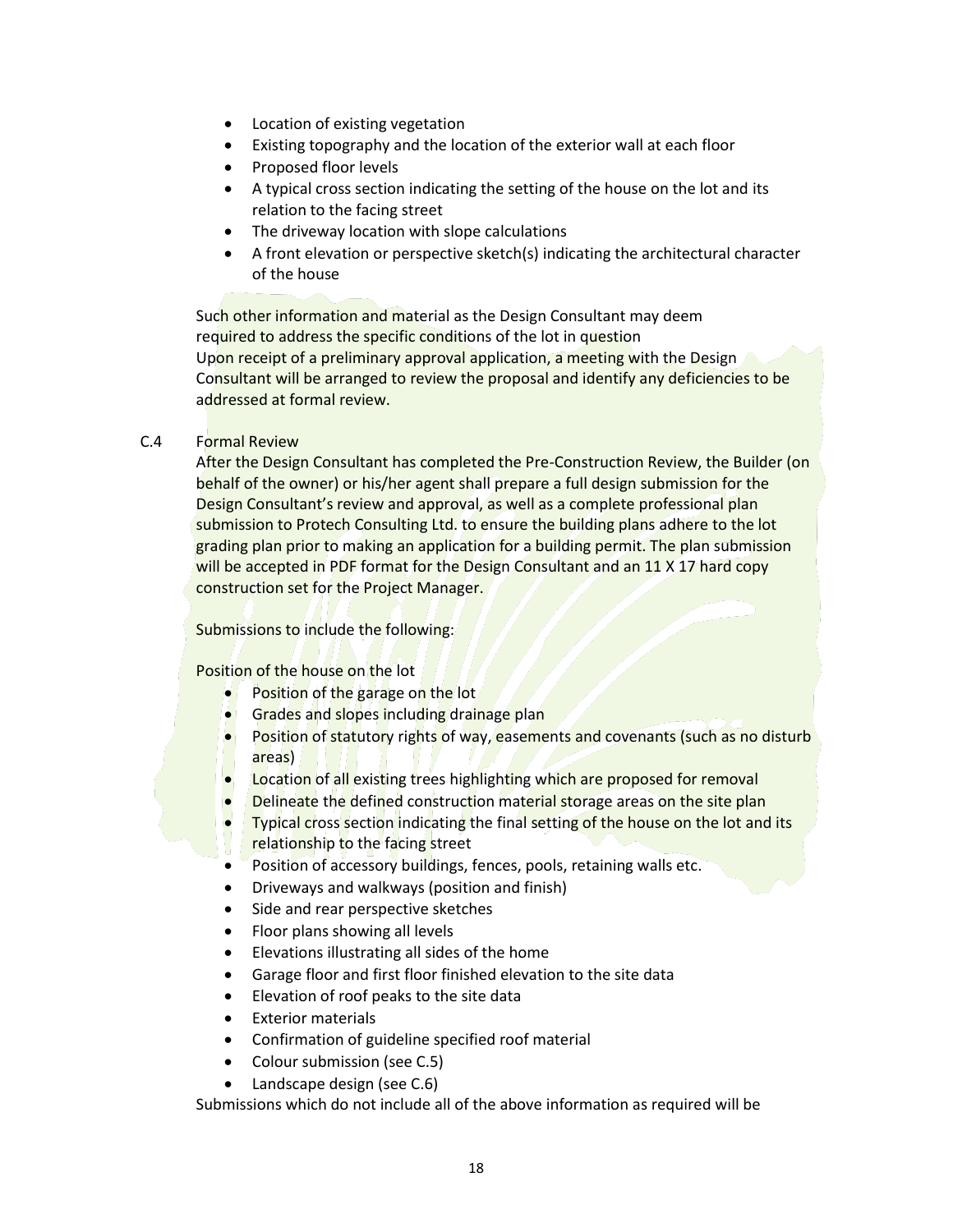- Location of existing vegetation
- Existing topography and the location of the exterior wall at each floor
- Proposed floor levels
- A typical cross section indicating the setting of the house on the lot and its relation to the facing street
- The driveway location with slope calculations
- A front elevation or perspective sketch(s) indicating the architectural character of the house

Such other information and material as the Design Consultant may deem required to address the specific conditions of the lot in question
Upon receipt of a preliminary approval application, a meeting with the Design Consultant will be arranged to review the proposal and identify any deficiencies to be addressed at formal review.

C.4 Formal Review

After the Design Consultant has completed the Pre-Construction Review, the Builder (on behalf of the owner) or his/her agent shall prepare a full design submission for the Design Consultant's review and approval, as well as a complete professional plan submission to Protech Consulting Ltd. to ensure the building plans adhere to the lot grading plan prior to making an application for a building permit. The plan submission will be accepted in PDF format for the Design Consultant and an 11 X 17 hard copy construction set for the Project Manager.

Submissions to include the following:

Position of the house on the lot

- Position of the garage on the lot
- Grades and slopes including drainage plan
- Position of statutory rights of way, easements and covenants (such as no disturb areas)
- Location of all existing trees highlighting which are proposed for removal
- Delineate the defined construction material storage areas on the site plan
- Typical cross section indicating the final setting of the house on the lot and its relationship to the facing street
- Position of accessory buildings, fences, pools, retaining walls etc.
- Driveways and walkways (position and finish)
- Side and rear perspective sketches
- Floor plans showing all levels
- Elevations illustrating all sides of the home
- Garage floor and first floor finished elevation to the site data
- Elevation of roof peaks to the site data
- Exterior materials
- Confirmation of guideline specified roof material
- Colour submission (see C.5)
- Landscape design (see C.6)

Submissions which do not include all of the above information as required will be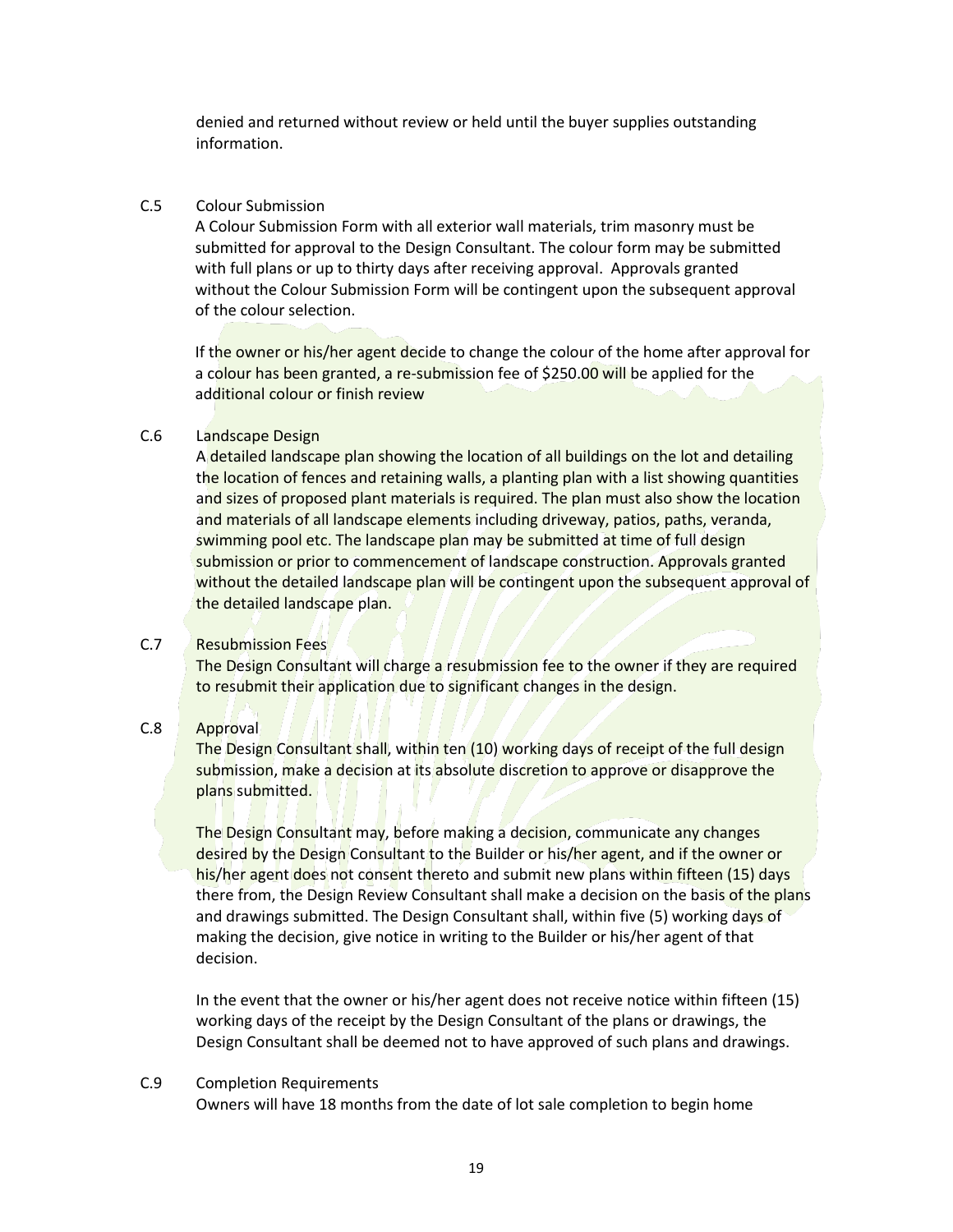denied and returned without review or held until the buyer supplies outstanding information.

C.5 Colour Submission

A Colour Submission Form with all exterior wall materials, trim masonry must be submitted for approval to the Design Consultant. The colour form may be submitted with full plans or up to thirty days after receiving approval. Approvals granted without the Colour Submission Form will be contingent upon the subsequent approval of the colour selection.

If the owner or his/her agent decide to change the colour of the home after approval for a colour has been granted, a re-submission fee of $250.00 will be applied for the additional colour or finish review

C.6 Landscape Design

A detailed landscape plan showing the location of all buildings on the lot and detailing the location of fences and retaining walls, a planting plan with a list showing quantities and sizes of proposed plant materials is required. The plan must also show the location and materials of all landscape elements including driveway, patios, paths, veranda, swimming pool etc. The landscape plan may be submitted at time of full design submission or prior to commencement of landscape construction. Approvals granted without the detailed landscape plan will be contingent upon the subsequent approval of the detailed landscape plan.

C.7 Resubmission Fees

The Design Consultant will charge a resubmission fee to the owner if they are required to resubmit their application due to significant changes in the design.

C.8 Approval

The Design Consultant shall, within ten (10) working days of receipt of the full design submission, make a decision at its absolute discretion to approve or disapprove the plans submitted.

The Design Consultant may, before making a decision, communicate any changes desired by the Design Consultant to the Builder or his/her agent, and if the owner or his/her agent does not consent thereto and submit new plans within fifteen (15) days there from, the Design Review Consultant shall make a decision on the basis of the plans and drawings submitted. The Design Consultant shall, within five (5) working days of making the decision, give notice in writing to the Builder or his/her agent of that decision.

In the event that the owner or his/her agent does not receive notice within fifteen (15) working days of the receipt by the Design Consultant of the plans or drawings, the Design Consultant shall be deemed not to have approved of such plans and drawings.

C.9 Completion Requirements

Owners will have 18 months from the date of lot sale completion to begin home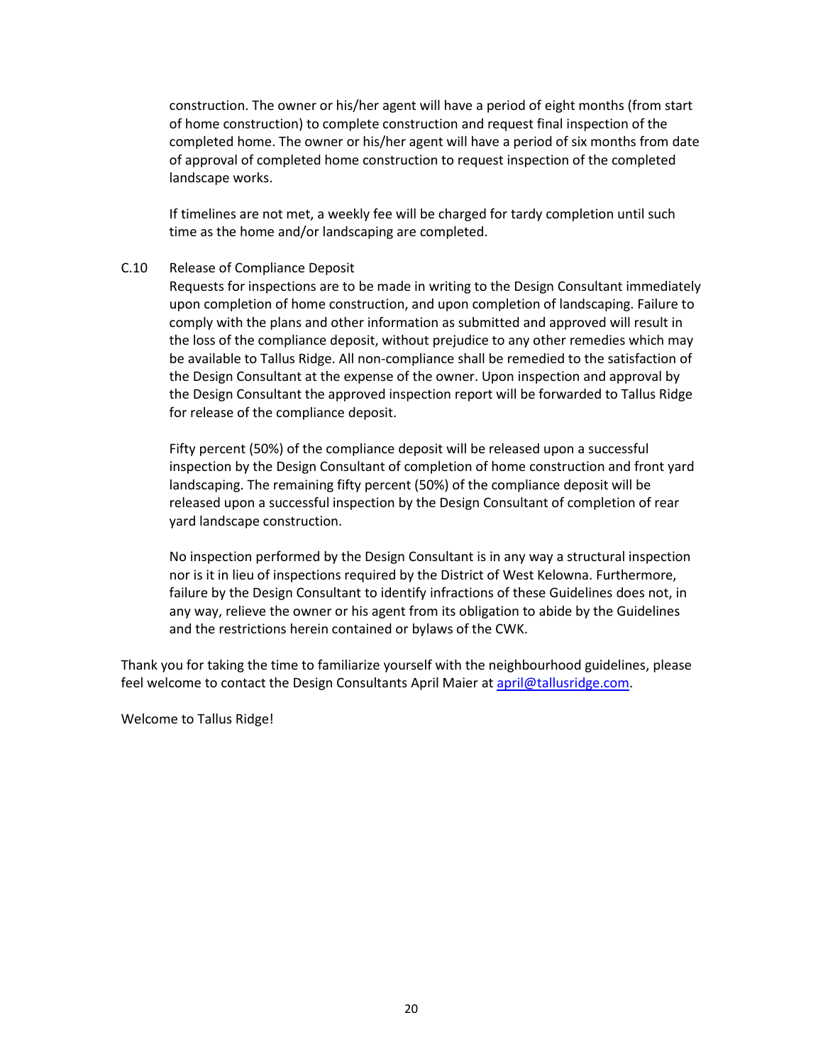construction. The owner or his/her agent will have a period of eight months (from start of home construction) to complete construction and request final inspection of the completed home. The owner or his/her agent will have a period of six months from date of approval of completed home construction to request inspection of the completed landscape works.

If timelines are not met, a weekly fee will be charged for tardy completion until such time as the home and/or landscaping are completed.

C.10 Release of Compliance Deposit

Requests for inspections are to be made in writing to the Design Consultant immediately upon completion of home construction, and upon completion of landscaping. Failure to comply with the plans and other information as submitted and approved will result in the loss of the compliance deposit, without prejudice to any other remedies which may be available to Tallus Ridge. All non-compliance shall be remedied to the satisfaction of the Design Consultant at the expense of the owner. Upon inspection and approval by the Design Consultant the approved inspection report will be forwarded to Tallus Ridge for release of the compliance deposit.

Fifty percent (50%) of the compliance deposit will be released upon a successful inspection by the Design Consultant of completion of home construction and front yard landscaping. The remaining fifty percent (50%) of the compliance deposit will be released upon a successful inspection by the Design Consultant of completion of rear yard landscape construction.

No inspection performed by the Design Consultant is in any way a structural inspection nor is it in lieu of inspections required by the District of West Kelowna. Furthermore, failure by the Design Consultant to identify infractions of these Guidelines does not, in any way, relieve the owner or his agent from its obligation to abide by the Guidelines and the restrictions herein contained or bylaws of the CWK.

Thank you for taking the time to familiarize yourself with the neighbourhood guidelines, please feel welcome to contact the Design Consultants April Maier at april@tallusridge.com.

Welcome to Tallus Ridge!